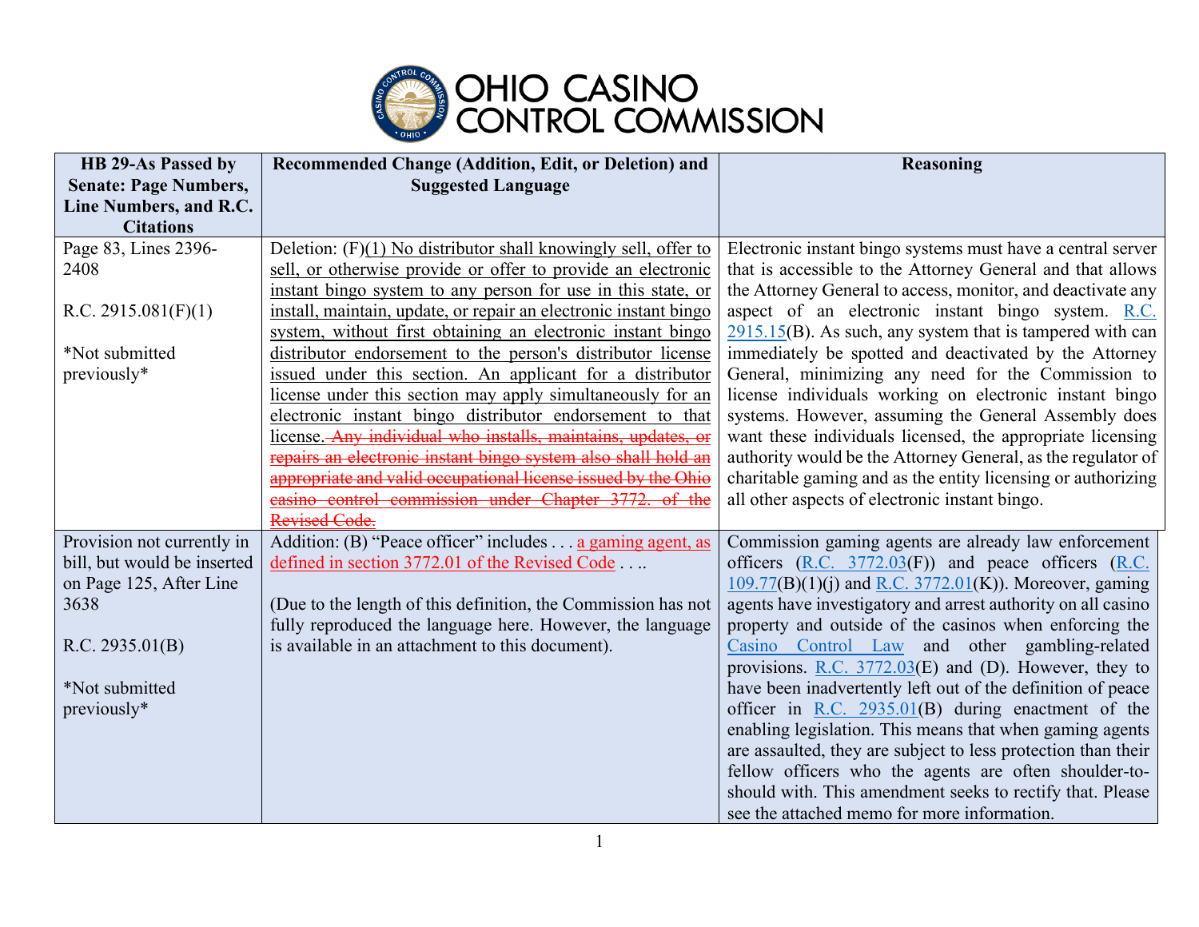# OHIO CASINO CONTROL COMMISSION

| HB 29-As Passed by Senate: Page Numbers, Line Numbers, and R.C. Citations | Recommended Change (Addition, Edit, or Deletion) and Suggested Language | Reasoning |
|---|---|---|
| Page 83, Lines 2396-2408<br><br>R.C. 2915.081(F)(1)<br><br>\*Not submitted previously\* | Deletion: (F)(1) No distributor shall knowingly sell, offer to sell, or otherwise provide or offer to provide an electronic instant bingo system to any person for use in this state, or install, maintain, update, or repair an electronic instant bingo system, without first obtaining an electronic instant bingo distributor endorsement to the person's distributor license issued under this section. An applicant for a distributor license under this section may apply simultaneously for an electronic instant bingo distributor endorsement to that license. ~~Any individual who installs, maintains, updates, or repairs an electronic instant bingo system also shall hold an appropriate and valid occupational license issued by the Ohio casino control commission under Chapter 3772. of the Revised Code.~~ | Electronic instant bingo systems must have a central server that is accessible to the Attorney General and that allows the Attorney General to access, monitor, and deactivate any aspect of an electronic instant bingo system. R.C. 2915.15(B). As such, any system that is tampered with can immediately be spotted and deactivated by the Attorney General, minimizing any need for the Commission to license individuals working on electronic instant bingo systems. However, assuming the General Assembly does want these individuals licensed, the appropriate licensing authority would be the Attorney General, as the regulator of charitable gaming and as the entity licensing or authorizing all other aspects of electronic instant bingo. |
| Provision not currently in bill, but would be inserted on Page 125, After Line 3638<br><br>R.C. 2935.01(B)<br><br>\*Not submitted previously\* | Addition: (B) "Peace officer" includes . . . a gaming agent, as defined in section 3772.01 of the Revised Code . . ..<br><br>(Due to the length of this definition, the Commission has not fully reproduced the language here. However, the language is available in an attachment to this document). | Commission gaming agents are already law enforcement officers (R.C. 3772.03(F)) and peace officers (R.C. 109.77(B)(1)(j) and R.C. 3772.01(K)). Moreover, gaming agents have investigatory and arrest authority on all casino property and outside of the casinos when enforcing the Casino Control Law and other gambling-related provisions. R.C. 3772.03(E) and (D). However, they to have been inadvertently left out of the definition of peace officer in R.C. 2935.01(B) during enactment of the enabling legislation. This means that when gaming agents are assaulted, they are subject to less protection than their fellow officers who the agents are often shoulder-to-should with. This amendment seeks to rectify that. Please see the attached memo for more information. |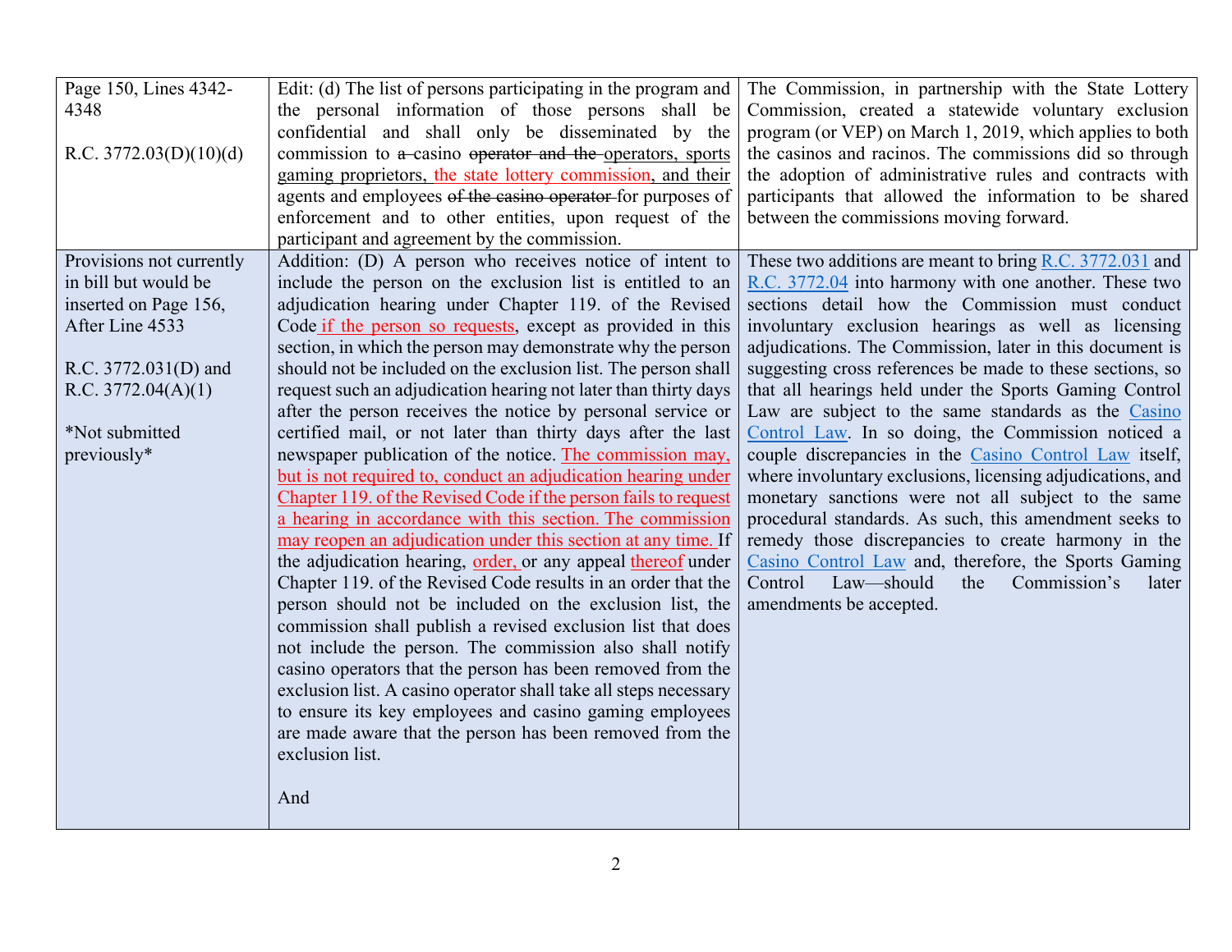| | | |
|---|---|---|
| Page 150, Lines 4342-4348<br><br>R.C. 3772.03(D)(10)(d) | Edit: (d) The list of persons participating in the program and the personal information of those persons shall be confidential and shall only be disseminated by the commission to ~~a~~ casino ~~operator and the~~ operators, sports gaming proprietors, the state lottery commission, and their agents and employees ~~of the casino operator~~ for purposes of enforcement and to other entities, upon request of the participant and agreement by the commission. | The Commission, in partnership with the State Lottery Commission, created a statewide voluntary exclusion program (or VEP) on March 1, 2019, which applies to both the casinos and racinos. The commissions did so through the adoption of administrative rules and contracts with participants that allowed the information to be shared between the commissions moving forward. |
| Provisions not currently in bill but would be inserted on Page 156, After Line 4533<br><br>R.C. 3772.031(D) and R.C. 3772.04(A)(1)<br><br>\*Not submitted previously\* | Addition: (D) A person who receives notice of intent to include the person on the exclusion list is entitled to an adjudication hearing under Chapter 119. of the Revised Code if the person so requests, except as provided in this section, in which the person may demonstrate why the person should not be included on the exclusion list. The person shall request such an adjudication hearing not later than thirty days after the person receives the notice by personal service or certified mail, or not later than thirty days after the last newspaper publication of the notice. The commission may, but is not required to, conduct an adjudication hearing under Chapter 119. of the Revised Code if the person fails to request a hearing in accordance with this section. The commission may reopen an adjudication under this section at any time. If the adjudication hearing, order, or any appeal thereof under Chapter 119. of the Revised Code results in an order that the person should not be included on the exclusion list, the commission shall publish a revised exclusion list that does not include the person. The commission also shall notify casino operators that the person has been removed from the exclusion list. A casino operator shall take all steps necessary to ensure its key employees and casino gaming employees are made aware that the person has been removed from the exclusion list.<br><br>And | These two additions are meant to bring R.C. 3772.031 and R.C. 3772.04 into harmony with one another. These two sections detail how the Commission must conduct involuntary exclusion hearings as well as licensing adjudications. The Commission, later in this document is suggesting cross references be made to these sections, so that all hearings held under the Sports Gaming Control Law are subject to the same standards as the Casino Control Law. In so doing, the Commission noticed a couple discrepancies in the Casino Control Law itself, where involuntary exclusions, licensing adjudications, and monetary sanctions were not all subject to the same procedural standards. As such, this amendment seeks to remedy those discrepancies to create harmony in the Casino Control Law and, therefore, the Sports Gaming Control Law—should the Commission's later amendments be accepted. |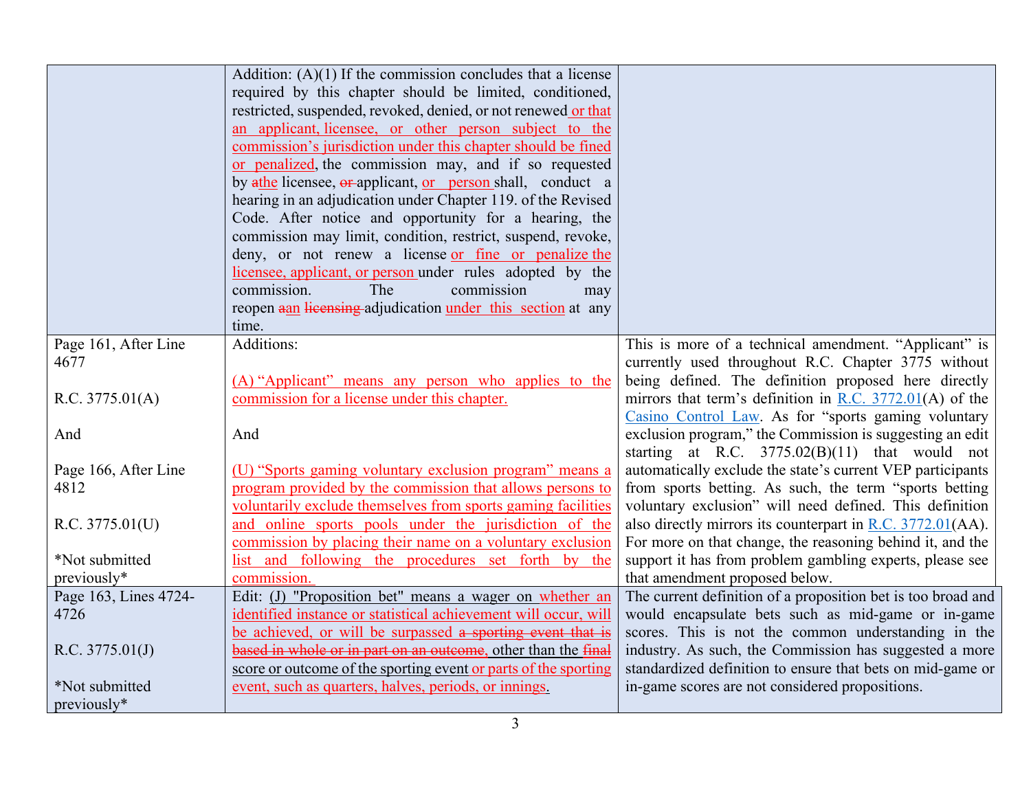| | | |
|---|---|---|
| | Addition: (A)(1) If the commission concludes that a license required by this chapter should be limited, conditioned, restricted, suspended, revoked, denied, or not renewed or that an applicant, licensee, or other person subject to the commission's jurisdiction under this chapter should be fined or penalized, the commission may, and if so requested by ~~a~~the licensee, ~~or~~ applicant, or person shall, conduct a hearing in an adjudication under Chapter 119. of the Revised Code. After notice and opportunity for a hearing, the commission may limit, condition, restrict, suspend, revoke, deny, or not renew a license or fine or penalize the licensee, applicant, or person under rules adopted by the commission. The commission may reopen ~~a~~an ~~licensing~~ adjudication under this section at any time. | |
| Page 161, After Line 4677<br><br>R.C. 3775.01(A)<br><br>And<br><br>Page 166, After Line 4812<br><br>R.C. 3775.01(U)<br><br>*Not submitted previously* | Additions:<br><br>(A) "Applicant" means any person who applies to the commission for a license under this chapter.<br><br>And<br><br>(U) "Sports gaming voluntary exclusion program" means a program provided by the commission that allows persons to voluntarily exclude themselves from sports gaming facilities and online sports pools under the jurisdiction of the commission by placing their name on a voluntary exclusion list and following the procedures set forth by the commission. | This is more of a technical amendment. "Applicant" is currently used throughout R.C. Chapter 3775 without being defined. The definition proposed here directly mirrors that term's definition in R.C. 3772.01(A) of the Casino Control Law. As for "sports gaming voluntary exclusion program," the Commission is suggesting an edit starting at R.C. 3775.02(B)(11) that would not automatically exclude the state's current VEP participants from sports betting. As such, the term "sports betting voluntary exclusion" will need defined. This definition also directly mirrors its counterpart in R.C. 3772.01(AA). For more on that change, the reasoning behind it, and the support it has from problem gambling experts, please see that amendment proposed below. |
| Page 163, Lines 4724-4726<br><br>R.C. 3775.01(J)<br><br>*Not submitted previously* | Edit: (J) "Proposition bet" means a wager on whether an identified instance or statistical achievement will occur, will be achieved, or will be surpassed ~~a sporting event that is based in whole or in part on an outcome~~, other than the ~~final~~ score or outcome of the sporting event or parts of the sporting event, such as quarters, halves, periods, or innings. | The current definition of a proposition bet is too broad and would encapsulate bets such as mid-game or in-game scores. This is not the common understanding in the industry. As such, the Commission has suggested a more standardized definition to ensure that bets on mid-game or in-game scores are not considered propositions. |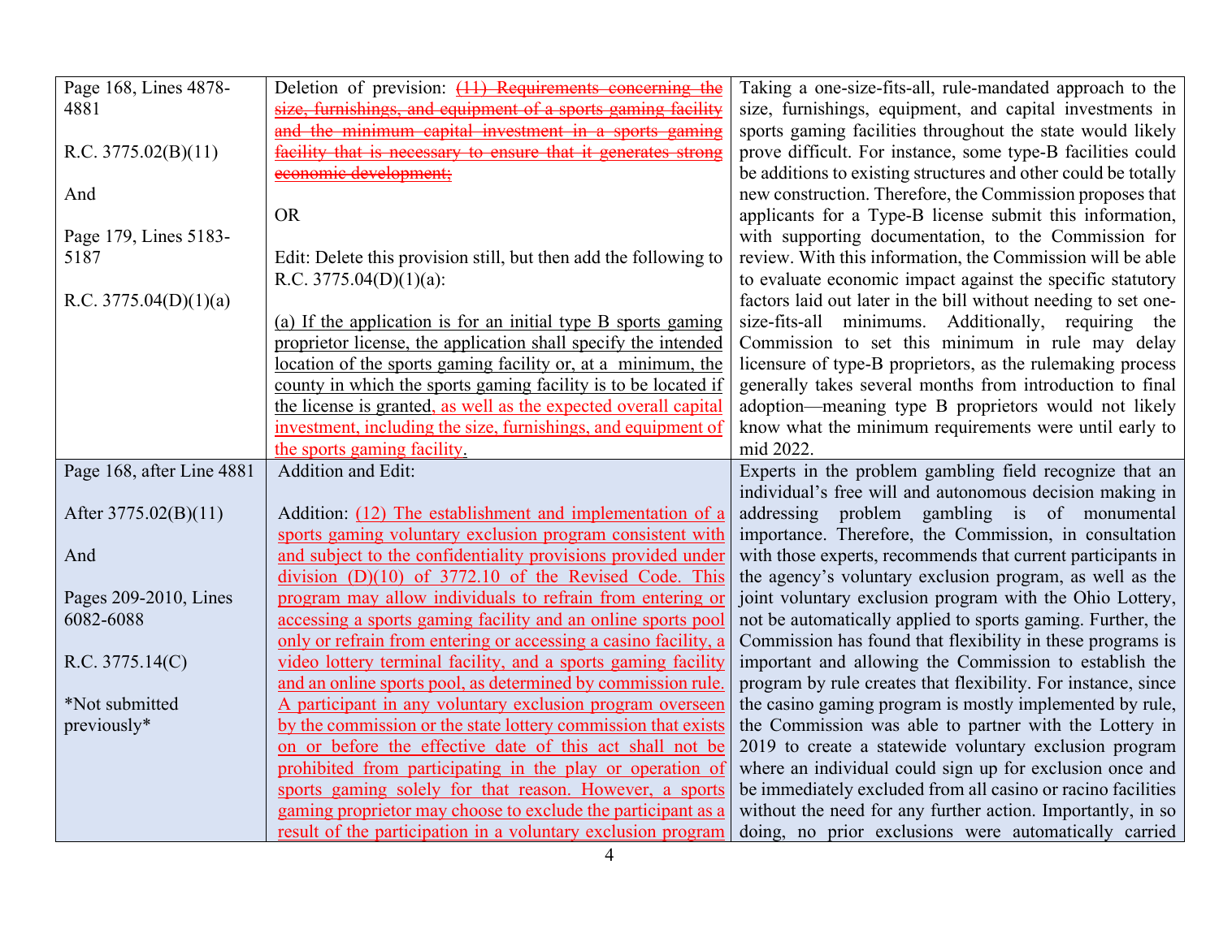| | | |
|---|---|---|
| Page 168, Lines 4878-4881<br><br>R.C. 3775.02(B)(11)<br><br>And<br><br>Page 179, Lines 5183-5187<br><br>R.C. 3775.04(D)(1)(a) | Deletion of prevision: ~~(11) Requirements concerning the size, furnishings, and equipment of a sports gaming facility and the minimum capital investment in a sports gaming facility that is necessary to ensure that it generates strong economic development;~~<br><br>OR<br><br>Edit: Delete this provision still, but then add the following to R.C. 3775.04(D)(1)(a):<br><br>(a) If the application is for an initial type B sports gaming proprietor license, the application shall specify the intended location of the sports gaming facility or, at a minimum, the county in which the sports gaming facility is to be located if the license is granted, as well as the expected overall capital investment, including the size, furnishings, and equipment of the sports gaming facility. | Taking a one-size-fits-all, rule-mandated approach to the size, furnishings, equipment, and capital investments in sports gaming facilities throughout the state would likely prove difficult. For instance, some type-B facilities could be additions to existing structures and other could be totally new construction. Therefore, the Commission proposes that applicants for a Type-B license submit this information, with supporting documentation, to the Commission for review. With this information, the Commission will be able to evaluate economic impact against the specific statutory factors laid out later in the bill without needing to set one-size-fits-all minimums. Additionally, requiring the Commission to set this minimum in rule may delay licensure of type-B proprietors, as the rulemaking process generally takes several months from introduction to final adoption—meaning type B proprietors would not likely know what the minimum requirements were until early to mid 2022. |
| Page 168, after Line 4881<br><br>After 3775.02(B)(11)<br><br>And<br><br>Pages 209-2010, Lines 6082-6088<br><br>R.C. 3775.14(C)<br><br>*Not submitted previously* | Addition and Edit:<br><br>Addition: (12) The establishment and implementation of a sports gaming voluntary exclusion program consistent with and subject to the confidentiality provisions provided under division (D)(10) of 3772.10 of the Revised Code. This program may allow individuals to refrain from entering or accessing a sports gaming facility and an online sports pool only or refrain from entering or accessing a casino facility, a video lottery terminal facility, and a sports gaming facility and an online sports pool, as determined by commission rule. A participant in any voluntary exclusion program overseen by the commission or the state lottery commission that exists on or before the effective date of this act shall not be prohibited from participating in the play or operation of sports gaming solely for that reason. However, a sports gaming proprietor may choose to exclude the participant as a result of the participation in a voluntary exclusion program | Experts in the problem gambling field recognize that an individual's free will and autonomous decision making in addressing problem gambling is of monumental importance. Therefore, the Commission, in consultation with those experts, recommends that current participants in the agency's voluntary exclusion program, as well as the joint voluntary exclusion program with the Ohio Lottery, not be automatically applied to sports gaming. Further, the Commission has found that flexibility in these programs is important and allowing the Commission to establish the program by rule creates that flexibility. For instance, since the casino gaming program is mostly implemented by rule, the Commission was able to partner with the Lottery in 2019 to create a statewide voluntary exclusion program where an individual could sign up for exclusion once and be immediately excluded from all casino or racino facilities without the need for any further action. Importantly, in so doing, no prior exclusions were automatically carried |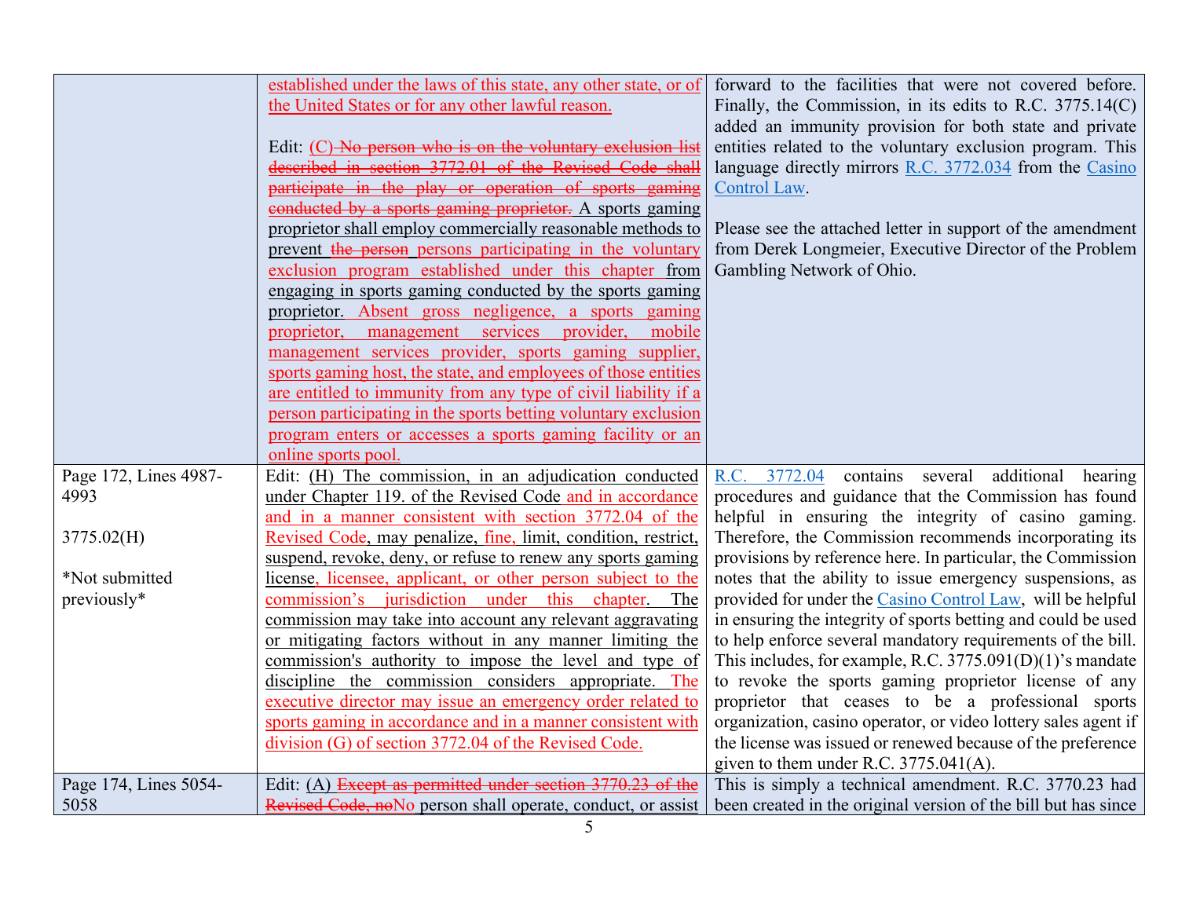| | | |
|---|---|---|
| | established under the laws of this state, any other state, or of the United States or for any other lawful reason.<br><br>Edit: (C) ~~No person who is on the voluntary exclusion list described in section 3772.01 of the Revised Code shall participate in the play or operation of sports gaming conducted by a sports gaming proprietor.~~ A sports gaming proprietor shall employ commercially reasonable methods to prevent ~~the person~~ persons participating in the voluntary exclusion program established under this chapter from engaging in sports gaming conducted by the sports gaming proprietor. Absent gross negligence, a sports gaming proprietor, management services provider, mobile management services provider, sports gaming supplier, sports gaming host, the state, and employees of those entities are entitled to immunity from any type of civil liability if a person participating in the sports betting voluntary exclusion program enters or accesses a sports gaming facility or an online sports pool. | forward to the facilities that were not covered before. Finally, the Commission, in its edits to R.C. 3775.14(C) added an immunity provision for both state and private entities related to the voluntary exclusion program. This language directly mirrors R.C. 3772.034 from the Casino Control Law.<br><br>Please see the attached letter in support of the amendment from Derek Longmeier, Executive Director of the Problem Gambling Network of Ohio. |
| Page 172, Lines 4987-4993<br><br>3775.02(H)<br><br>*Not submitted previously* | Edit: (H) The commission, in an adjudication conducted under Chapter 119. of the Revised Code and in accordance and in a manner consistent with section 3772.04 of the Revised Code, may penalize, fine, limit, condition, restrict, suspend, revoke, deny, or refuse to renew any sports gaming license, licensee, applicant, or other person subject to the commission's jurisdiction under this chapter. The commission may take into account any relevant aggravating or mitigating factors without in any manner limiting the commission's authority to impose the level and type of discipline the commission considers appropriate. The executive director may issue an emergency order related to sports gaming in accordance and in a manner consistent with division (G) of section 3772.04 of the Revised Code. | R.C. 3772.04 contains several additional hearing procedures and guidance that the Commission has found helpful in ensuring the integrity of casino gaming. Therefore, the Commission recommends incorporating its provisions by reference here. In particular, the Commission notes that the ability to issue emergency suspensions, as provided for under the Casino Control Law, will be helpful in ensuring the integrity of sports betting and could be used to help enforce several mandatory requirements of the bill. This includes, for example, R.C. 3775.091(D)(1)'s mandate to revoke the sports gaming proprietor license of any proprietor that ceases to be a professional sports organization, casino operator, or video lottery sales agent if the license was issued or renewed because of the preference given to them under R.C. 3775.041(A). |
| Page 174, Lines 5054-5058 | Edit: (A) ~~Except as permitted under section 3770.23 of the Revised Code, no~~No person shall operate, conduct, or assist | This is simply a technical amendment. R.C. 3770.23 had been created in the original version of the bill but has since |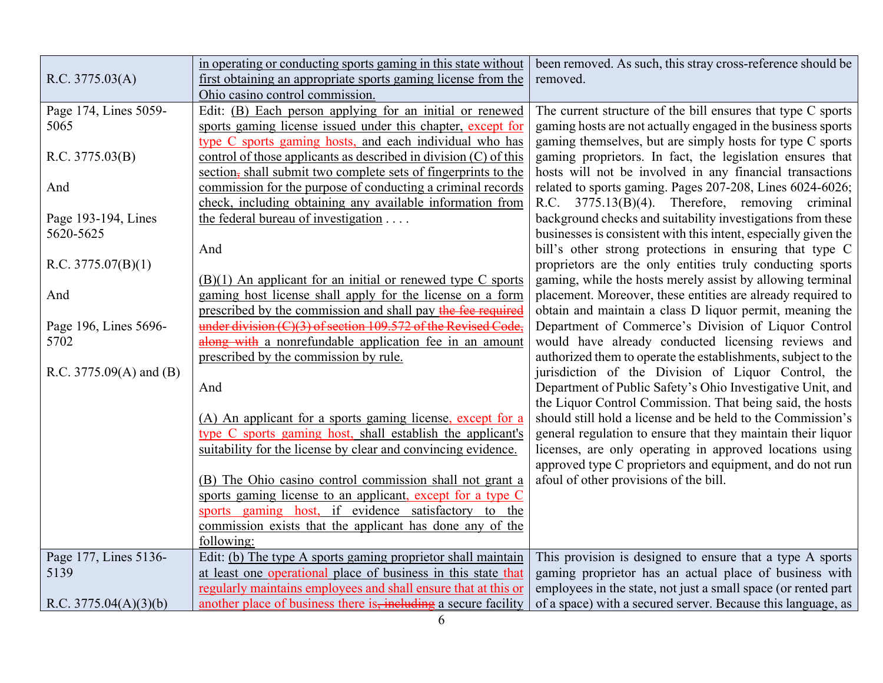| | | |
|---|---|---|
| R.C. 3775.03(A) | in operating or conducting sports gaming in this state without first obtaining an appropriate sports gaming license from the Ohio casino control commission. | been removed. As such, this stray cross-reference should be removed. |
| Page 174, Lines 5059-5065<br><br>R.C. 3775.03(B)<br><br>And<br><br>Page 193-194, Lines 5620-5625<br><br>R.C. 3775.07(B)(1)<br><br>And<br><br>Page 196, Lines 5696-5702<br><br>R.C. 3775.09(A) and (B) | Edit: (B) Each person applying for an initial or renewed sports gaming license issued under this chapter, except for type C sports gaming hosts, and each individual who has control of those applicants as described in division (C) of this section~~,~~ shall submit two complete sets of fingerprints to the commission for the purpose of conducting a criminal records check, including obtaining any available information from the federal bureau of investigation . . . .<br><br>And<br><br>(B)(1) An applicant for an initial or renewed type C sports gaming host license shall apply for the license on a form prescribed by the commission and shall pay ~~the fee required under division (C)(3) of section 109.572 of the Revised Code, along with~~ a nonrefundable application fee in an amount prescribed by the commission by rule.<br><br>And<br><br>(A) An applicant for a sports gaming license, except for a type C sports gaming host, shall establish the applicant's suitability for the license by clear and convincing evidence.<br><br>(B) The Ohio casino control commission shall not grant a sports gaming license to an applicant, except for a type C sports gaming host, if evidence satisfactory to the commission exists that the applicant has done any of the following: | The current structure of the bill ensures that type C sports gaming hosts are not actually engaged in the business sports gaming themselves, but are simply hosts for type C sports gaming proprietors. In fact, the legislation ensures that hosts will not be involved in any financial transactions related to sports gaming. Pages 207-208, Lines 6024-6026; R.C. 3775.13(B)(4). Therefore, removing criminal background checks and suitability investigations from these businesses is consistent with this intent, especially given the bill's other strong protections in ensuring that type C proprietors are the only entities truly conducting sports gaming, while the hosts merely assist by allowing terminal placement. Moreover, these entities are already required to obtain and maintain a class D liquor permit, meaning the Department of Commerce's Division of Liquor Control would have already conducted licensing reviews and authorized them to operate the establishments, subject to the jurisdiction of the Division of Liquor Control, the Department of Public Safety's Ohio Investigative Unit, and the Liquor Control Commission. That being said, the hosts should still hold a license and be held to the Commission's general regulation to ensure that they maintain their liquor licenses, are only operating in approved locations using approved type C proprietors and equipment, and do not run afoul of other provisions of the bill. |
| Page 177, Lines 5136-5139<br><br>R.C. 3775.04(A)(3)(b) | Edit: (b) The type A sports gaming proprietor shall maintain at least one operational place of business in this state that regularly maintains employees and shall ensure that at this or another place of business there is~~, including~~ a secure facility | This provision is designed to ensure that a type A sports gaming proprietor has an actual place of business with employees in the state, not just a small space (or rented part of a space) with a secured server. Because this language, as |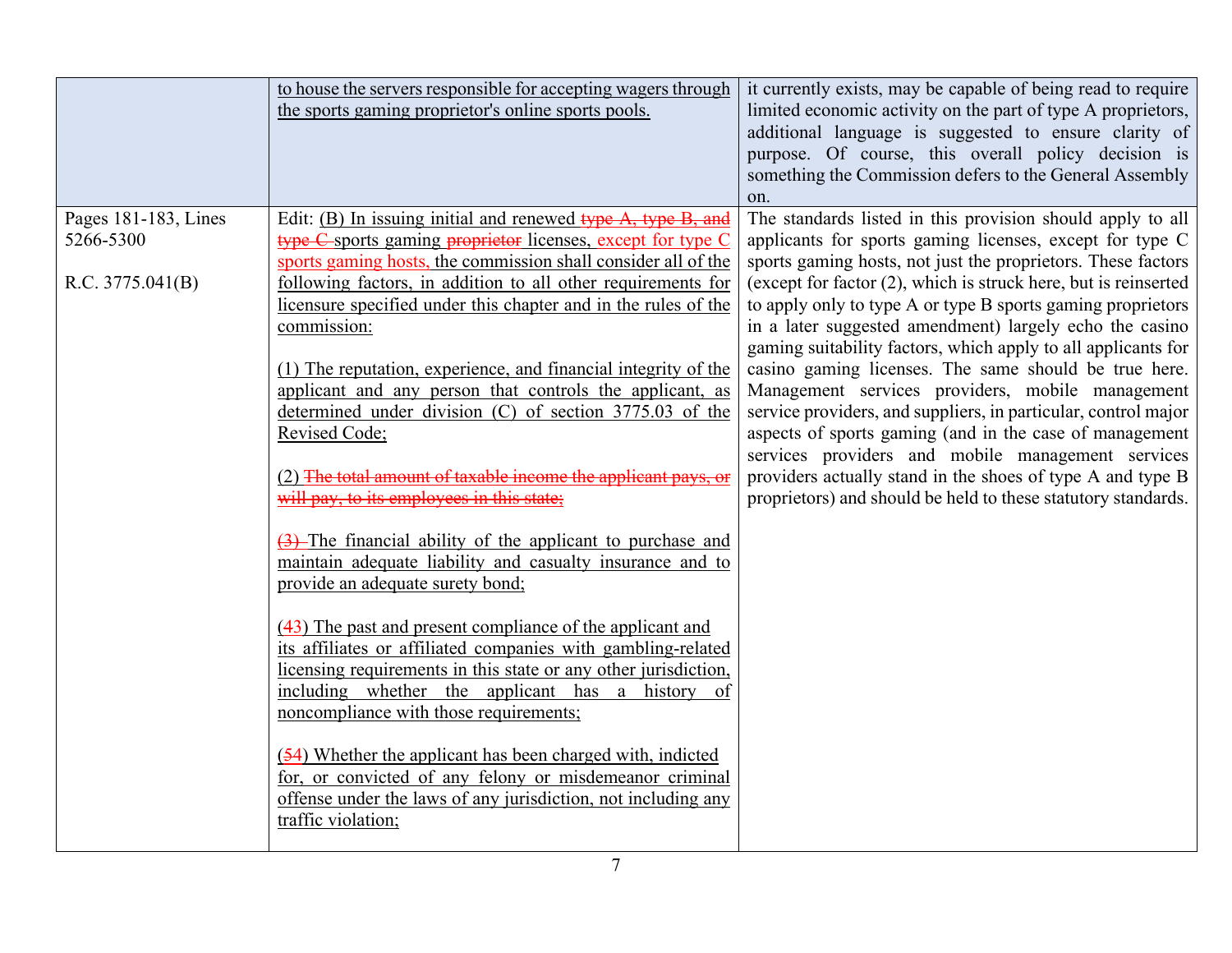| | | |
|---|---|---|
| | to house the servers responsible for accepting wagers through the sports gaming proprietor's online sports pools. | it currently exists, may be capable of being read to require limited economic activity on the part of type A proprietors, additional language is suggested to ensure clarity of purpose. Of course, this overall policy decision is something the Commission defers to the General Assembly on. |
| Pages 181-183, Lines 5266-5300<br><br>R.C. 3775.041(B) | Edit: (B) In issuing initial and renewed ~~type A, type B, and type C~~ sports gaming ~~proprietor~~ licenses, except for type C sports gaming hosts, the commission shall consider all of the following factors, in addition to all other requirements for licensure specified under this chapter and in the rules of the commission:<br><br>(1) The reputation, experience, and financial integrity of the applicant and any person that controls the applicant, as determined under division (C) of section 3775.03 of the Revised Code;<br><br>(2) ~~The total amount of taxable income the applicant pays, or will pay, to its employees in this state;~~<br><br>~~(3)~~ The financial ability of the applicant to purchase and maintain adequate liability and casualty insurance and to provide an adequate surety bond;<br><br>(~~4~~3) The past and present compliance of the applicant and its affiliates or affiliated companies with gambling-related licensing requirements in this state or any other jurisdiction, including whether the applicant has a history of noncompliance with those requirements;<br><br>(~~5~~4) Whether the applicant has been charged with, indicted for, or convicted of any felony or misdemeanor criminal offense under the laws of any jurisdiction, not including any traffic violation; | The standards listed in this provision should apply to all applicants for sports gaming licenses, except for type C sports gaming hosts, not just the proprietors. These factors (except for factor (2), which is struck here, but is reinserted to apply only to type A or type B sports gaming proprietors in a later suggested amendment) largely echo the casino gaming suitability factors, which apply to all applicants for casino gaming licenses. The same should be true here. Management services providers, mobile management service providers, and suppliers, in particular, control major aspects of sports gaming (and in the case of management services providers and mobile management services providers actually stand in the shoes of type A and type B proprietors) and should be held to these statutory standards. |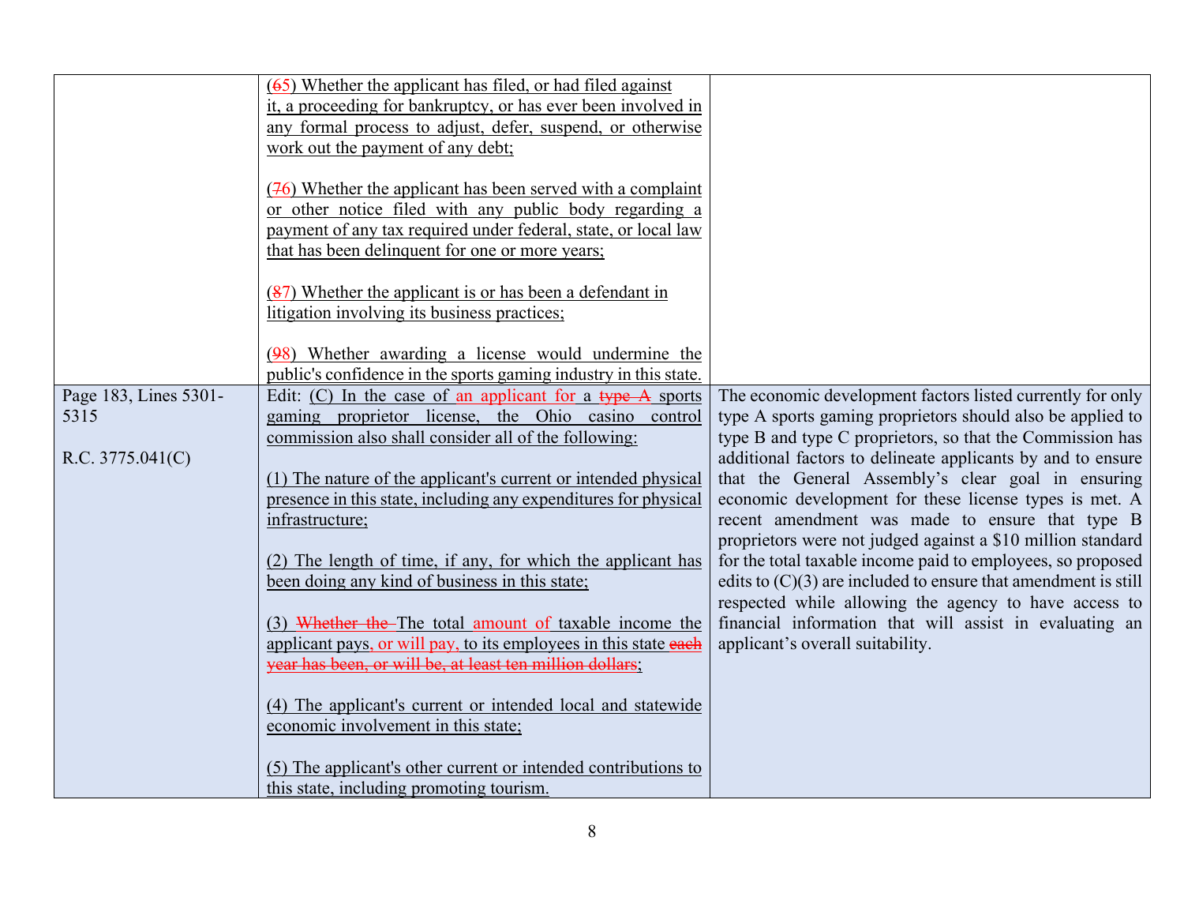| | | |
|---|---|---|
| | (~~6~~5) Whether the applicant has filed, or had filed against it, a proceeding for bankruptcy, or has ever been involved in any formal process to adjust, defer, suspend, or otherwise work out the payment of any debt;<br><br>(~~7~~6) Whether the applicant has been served with a complaint or other notice filed with any public body regarding a payment of any tax required under federal, state, or local law that has been delinquent for one or more years;<br><br>(~~8~~7) Whether the applicant is or has been a defendant in litigation involving its business practices;<br><br>(~~9~~8) Whether awarding a license would undermine the public's confidence in the sports gaming industry in this state. | |
| Page 183, Lines 5301-5315<br><br>R.C. 3775.041(C) | Edit: (C) In the case of an applicant for a ~~type A~~ sports gaming proprietor license, the Ohio casino control commission also shall consider all of the following:<br><br>(1) The nature of the applicant's current or intended physical presence in this state, including any expenditures for physical infrastructure;<br><br>(2) The length of time, if any, for which the applicant has been doing any kind of business in this state;<br><br>(3) ~~Whether the~~ The total amount of taxable income the applicant pays, or will pay, to its employees in this state ~~each year has been, or will be, at least ten million dollars~~;<br><br>(4) The applicant's current or intended local and statewide economic involvement in this state;<br><br>(5) The applicant's other current or intended contributions to this state, including promoting tourism. | The economic development factors listed currently for only type A sports gaming proprietors should also be applied to type B and type C proprietors, so that the Commission has additional factors to delineate applicants by and to ensure that the General Assembly's clear goal in ensuring economic development for these license types is met. A recent amendment was made to ensure that type B proprietors were not judged against a $10 million standard for the total taxable income paid to employees, so proposed edits to (C)(3) are included to ensure that amendment is still respected while allowing the agency to have access to financial information that will assist in evaluating an applicant's overall suitability. |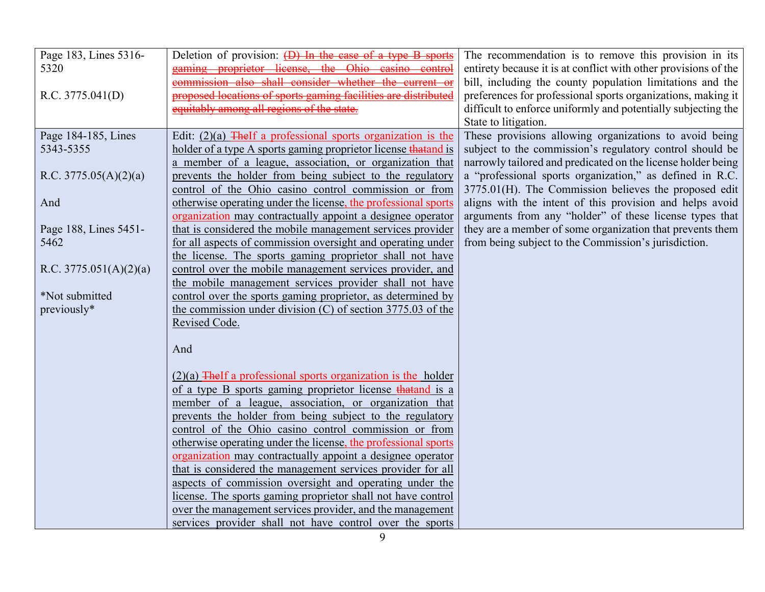| | | |
|---|---|---|
| Page 183, Lines 5316-5320<br><br>R.C. 3775.041(D) | Deletion of provision: ~~(D) In the case of a type B sports gaming proprietor license, the Ohio casino control commission also shall consider whether the current or proposed locations of sports gaming facilities are distributed equitably among all regions of the state.~~ | The recommendation is to remove this provision in its entirety because it is at conflict with other provisions of the bill, including the county population limitations and the preferences for professional sports organizations, making it difficult to enforce uniformly and potentially subjecting the State to litigation. |
| Page 184-185, Lines 5343-5355<br><br>R.C. 3775.05(A)(2)(a)<br><br>And<br><br>Page 188, Lines 5451-5462<br><br>R.C. 3775.051(A)(2)(a)<br><br>*Not submitted previously* | Edit: (2)(a) ~~The~~If a professional sports organization is the holder of a type A sports gaming proprietor license ~~that~~and is a member of a league, association, or organization that prevents the holder from being subject to the regulatory control of the Ohio casino control commission or from otherwise operating under the license, the professional sports organization may contractually appoint a designee operator that is considered the mobile management services provider for all aspects of commission oversight and operating under the license. The sports gaming proprietor shall not have control over the mobile management services provider, and the mobile management services provider shall not have control over the sports gaming proprietor, as determined by the commission under division (C) of section 3775.03 of the Revised Code.<br><br>And<br><br>(2)(a) ~~The~~If a professional sports organization is the holder of a type B sports gaming proprietor license ~~that~~and is a member of a league, association, or organization that prevents the holder from being subject to the regulatory control of the Ohio casino control commission or from otherwise operating under the license, the professional sports organization may contractually appoint a designee operator that is considered the management services provider for all aspects of commission oversight and operating under the license. The sports gaming proprietor shall not have control over the management services provider, and the management services provider shall not have control over the sports | These provisions allowing organizations to avoid being subject to the commission's regulatory control should be narrowly tailored and predicated on the license holder being a "professional sports organization," as defined in R.C. 3775.01(H). The Commission believes the proposed edit aligns with the intent of this provision and helps avoid arguments from any "holder" of these license types that they are a member of some organization that prevents them from being subject to the Commission's jurisdiction. |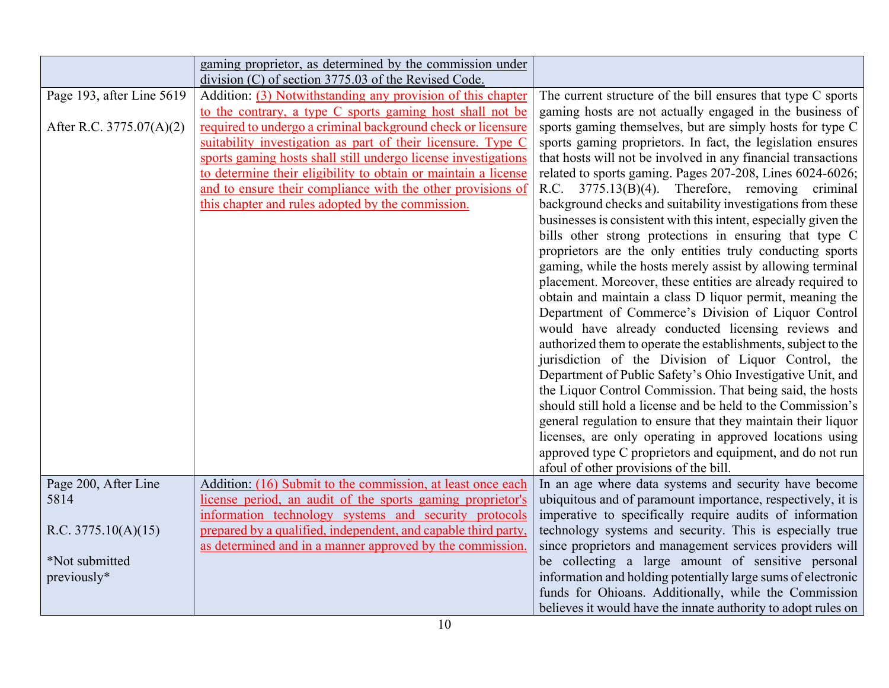| | | |
|---|---|---|
| | gaming proprietor, as determined by the commission under division (C) of section 3775.03 of the Revised Code. | |
| Page 193, after Line 5619<br><br>After R.C. 3775.07(A)(2) | Addition: (3) Notwithstanding any provision of this chapter to the contrary, a type C sports gaming host shall not be required to undergo a criminal background check or licensure suitability investigation as part of their licensure. Type C sports gaming hosts shall still undergo license investigations to determine their eligibility to obtain or maintain a license and to ensure their compliance with the other provisions of this chapter and rules adopted by the commission. | The current structure of the bill ensures that type C sports gaming hosts are not actually engaged in the business of sports gaming themselves, but are simply hosts for type C sports gaming proprietors. In fact, the legislation ensures that hosts will not be involved in any financial transactions related to sports gaming. Pages 207-208, Lines 6024-6026; R.C. 3775.13(B)(4). Therefore, removing criminal background checks and suitability investigations from these businesses is consistent with this intent, especially given the bills other strong protections in ensuring that type C proprietors are the only entities truly conducting sports gaming, while the hosts merely assist by allowing terminal placement. Moreover, these entities are already required to obtain and maintain a class D liquor permit, meaning the Department of Commerce's Division of Liquor Control would have already conducted licensing reviews and authorized them to operate the establishments, subject to the jurisdiction of the Division of Liquor Control, the Department of Public Safety's Ohio Investigative Unit, and the Liquor Control Commission. That being said, the hosts should still hold a license and be held to the Commission's general regulation to ensure that they maintain their liquor licenses, are only operating in approved locations using approved type C proprietors and equipment, and do not run afoul of other provisions of the bill. |
| Page 200, After Line 5814<br><br>R.C. 3775.10(A)(15)<br><br>*Not submitted previously* | Addition: (16) Submit to the commission, at least once each license period, an audit of the sports gaming proprietor's information technology systems and security protocols prepared by a qualified, independent, and capable third party, as determined and in a manner approved by the commission. | In an age where data systems and security have become ubiquitous and of paramount importance, respectively, it is imperative to specifically require audits of information technology systems and security. This is especially true since proprietors and management services providers will be collecting a large amount of sensitive personal information and holding potentially large sums of electronic funds for Ohioans. Additionally, while the Commission believes it would have the innate authority to adopt rules on |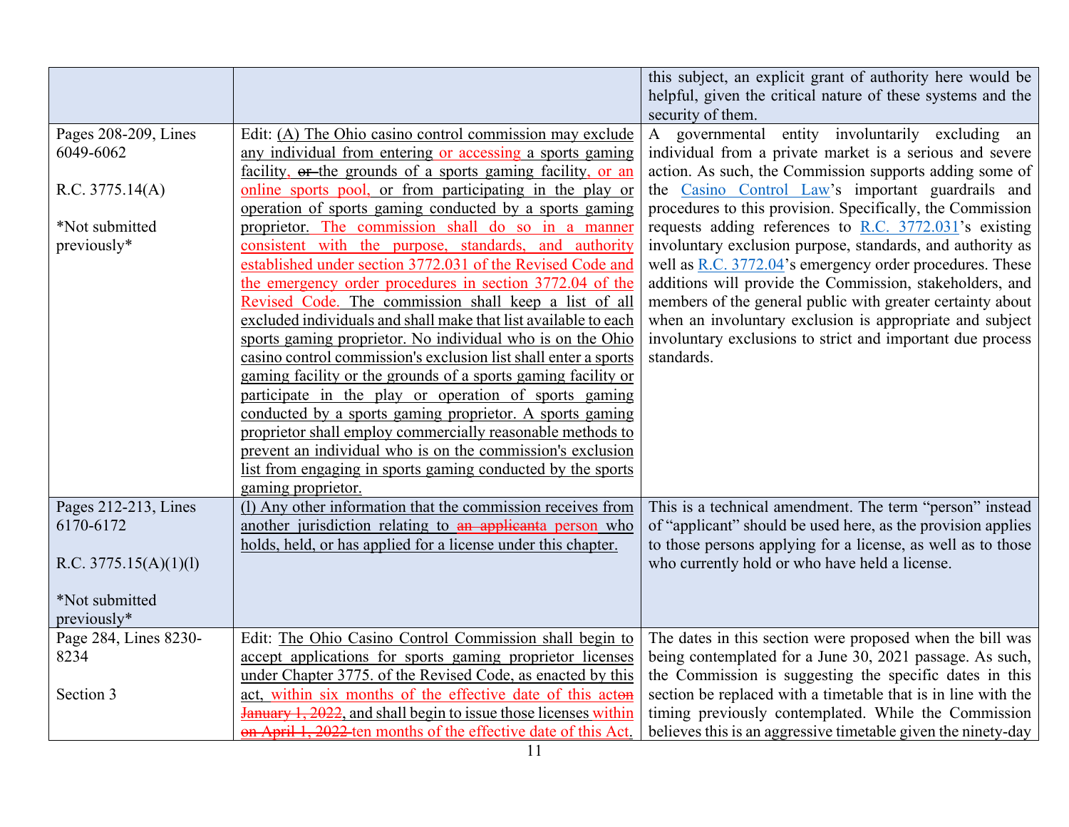| | | |
|---|---|---|
| | | this subject, an explicit grant of authority here would be helpful, given the critical nature of these systems and the security of them. |
| Pages 208-209, Lines 6049-6062<br><br>R.C. 3775.14(A)<br><br>*Not submitted previously* | Edit: (A) The Ohio casino control commission may exclude any individual from entering or accessing a sports gaming facility, ~~or~~ the grounds of a sports gaming facility, or an online sports pool, or from participating in the play or operation of sports gaming conducted by a sports gaming proprietor. The commission shall do so in a manner consistent with the purpose, standards, and authority established under section 3772.031 of the Revised Code and the emergency order procedures in section 3772.04 of the Revised Code. The commission shall keep a list of all excluded individuals and shall make that list available to each sports gaming proprietor. No individual who is on the Ohio casino control commission's exclusion list shall enter a sports gaming facility or the grounds of a sports gaming facility or participate in the play or operation of sports gaming conducted by a sports gaming proprietor. A sports gaming proprietor shall employ commercially reasonable methods to prevent an individual who is on the commission's exclusion list from engaging in sports gaming conducted by the sports gaming proprietor. | A governmental entity involuntarily excluding an individual from a private market is a serious and severe action. As such, the Commission supports adding some of the Casino Control Law's important guardrails and procedures to this provision. Specifically, the Commission requests adding references to R.C. 3772.031's existing involuntary exclusion purpose, standards, and authority as well as R.C. 3772.04's emergency order procedures. These additions will provide the Commission, stakeholders, and members of the general public with greater certainty about when an involuntary exclusion is appropriate and subject involuntary exclusions to strict and important due process standards. |
| Pages 212-213, Lines 6170-6172<br><br>R.C. 3775.15(A)(1)(l)<br><br>*Not submitted previously* | (l) Any other information that the commission receives from another jurisdiction relating to ~~an applicant~~a person who holds, held, or has applied for a license under this chapter. | This is a technical amendment. The term "person" instead of "applicant" should be used here, as the provision applies to those persons applying for a license, as well as to those who currently hold or who have held a license. |
| Page 284, Lines 8230-8234<br><br>Section 3 | Edit: The Ohio Casino Control Commission shall begin to accept applications for sports gaming proprietor licenses under Chapter 3775. of the Revised Code, as enacted by this act, within six months of the effective date of this act~~on January 1, 2022~~, and shall begin to issue those licenses within ~~on April 1, 2022~~ ten months of the effective date of this Act. | The dates in this section were proposed when the bill was being contemplated for a June 30, 2021 passage. As such, the Commission is suggesting the specific dates in this section be replaced with a timetable that is in line with the timing previously contemplated. While the Commission believes this is an aggressive timetable given the ninety-day |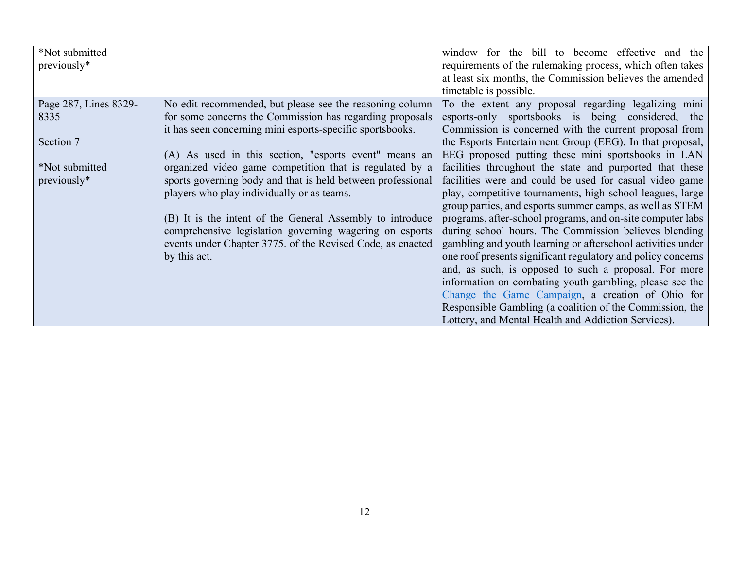| | | |
|---|---|---|
| *Not submitted previously* | | window for the bill to become effective and the requirements of the rulemaking process, which often takes at least six months, the Commission believes the amended timetable is possible. |
| Page 287, Lines 8329-8335<br><br>Section 7<br><br>*Not submitted previously* | No edit recommended, but please see the reasoning column for some concerns the Commission has regarding proposals it has seen concerning mini esports-specific sportsbooks.<br><br>(A) As used in this section, "esports event" means an organized video game competition that is regulated by a sports governing body and that is held between professional players who play individually or as teams.<br><br>(B) It is the intent of the General Assembly to introduce comprehensive legislation governing wagering on esports events under Chapter 3775. of the Revised Code, as enacted by this act. | To the extent any proposal regarding legalizing mini esports-only sportsbooks is being considered, the Commission is concerned with the current proposal from the Esports Entertainment Group (EEG). In that proposal, EEG proposed putting these mini sportsbooks in LAN facilities throughout the state and purported that these facilities were and could be used for casual video game play, competitive tournaments, high school leagues, large group parties, and esports summer camps, as well as STEM programs, after-school programs, and on-site computer labs during school hours. The Commission believes blending gambling and youth learning or afterschool activities under one roof presents significant regulatory and policy concerns and, as such, is opposed to such a proposal. For more information on combating youth gambling, please see the Change the Game Campaign, a creation of Ohio for Responsible Gambling (a coalition of the Commission, the Lottery, and Mental Health and Addiction Services). |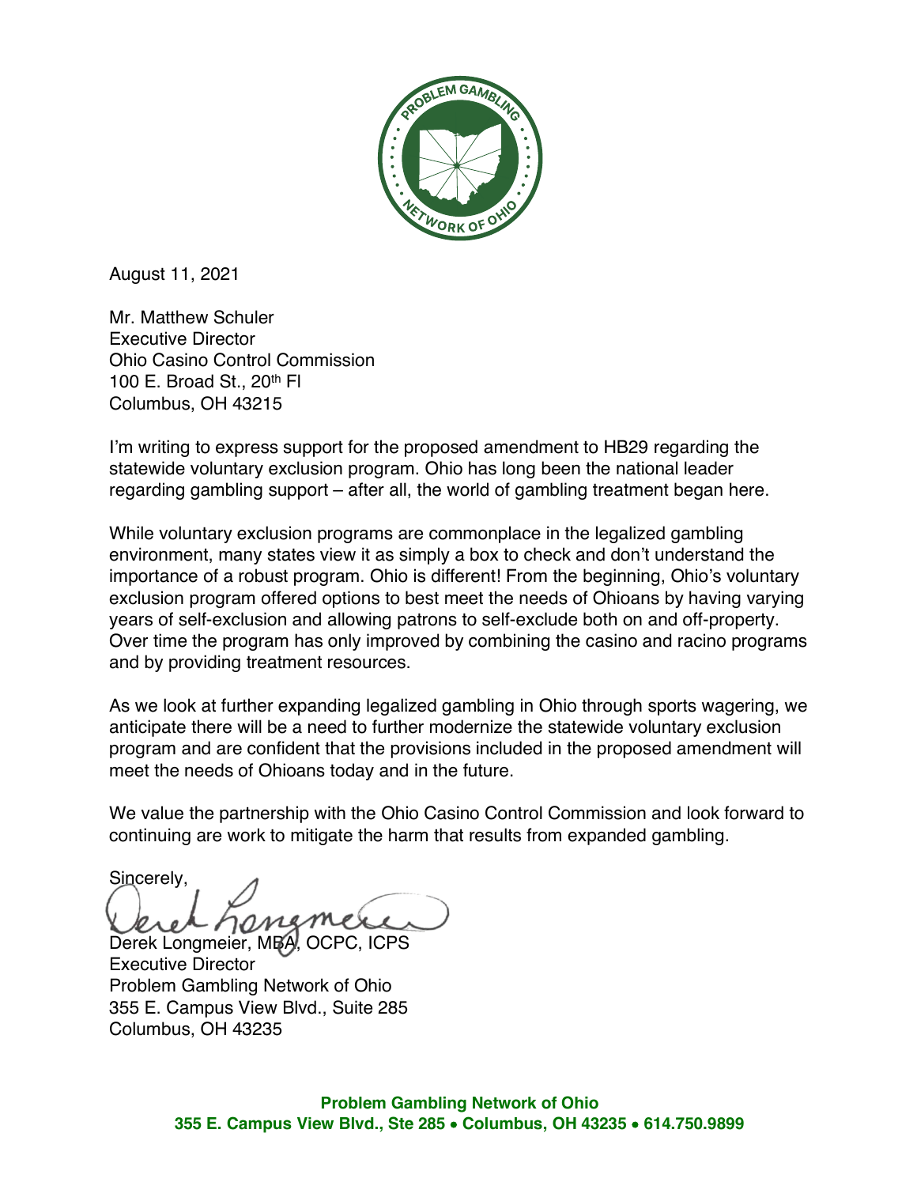August 11, 2021

Mr. Matthew Schuler
Executive Director
Ohio Casino Control Commission
100 E. Broad St., 20th Fl
Columbus, OH 43215

I'm writing to express support for the proposed amendment to HB29 regarding the statewide voluntary exclusion program. Ohio has long been the national leader regarding gambling support – after all, the world of gambling treatment began here.

While voluntary exclusion programs are commonplace in the legalized gambling environment, many states view it as simply a box to check and don't understand the importance of a robust program. Ohio is different! From the beginning, Ohio's voluntary exclusion program offered options to best meet the needs of Ohioans by having varying years of self-exclusion and allowing patrons to self-exclude both on and off-property. Over time the program has only improved by combining the casino and racino programs and by providing treatment resources.

As we look at further expanding legalized gambling in Ohio through sports wagering, we anticipate there will be a need to further modernize the statewide voluntary exclusion program and are confident that the provisions included in the proposed amendment will meet the needs of Ohioans today and in the future.

We value the partnership with the Ohio Casino Control Commission and look forward to continuing are work to mitigate the harm that results from expanded gambling.

Sincerely,

Derek Longmeier, MBA, OCPC, ICPS
Executive Director
Problem Gambling Network of Ohio
355 E. Campus View Blvd., Suite 285
Columbus, OH 43235

**Problem Gambling Network of Ohio**
**355 E. Campus View Blvd., Ste 285 • Columbus, OH 43235 • 614.750.9899**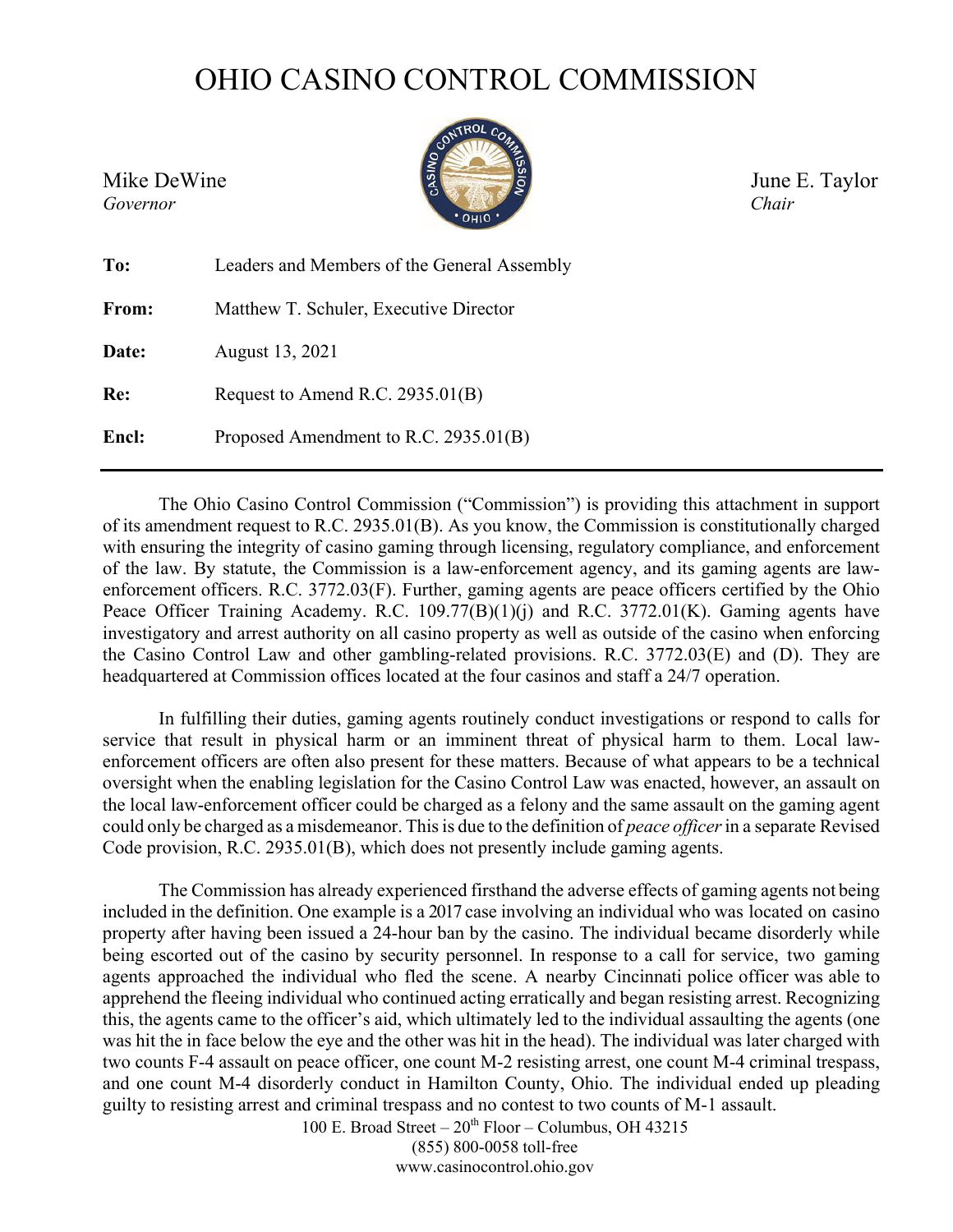# OHIO CASINO CONTROL COMMISSION

Mike DeWine
*Governor*

June E. Taylor
*Chair*

| | |
|---|---|
| **To:** | Leaders and Members of the General Assembly |
| **From:** | Matthew T. Schuler, Executive Director |
| **Date:** | August 13, 2021 |
| **Re:** | Request to Amend R.C. 2935.01(B) |
| **Encl:** | Proposed Amendment to R.C. 2935.01(B) |

---

The Ohio Casino Control Commission ("Commission") is providing this attachment in support of its amendment request to R.C. 2935.01(B). As you know, the Commission is constitutionally charged with ensuring the integrity of casino gaming through licensing, regulatory compliance, and enforcement of the law. By statute, the Commission is a law-enforcement agency, and its gaming agents are law-enforcement officers. R.C. 3772.03(F). Further, gaming agents are peace officers certified by the Ohio Peace Officer Training Academy. R.C. 109.77(B)(1)(j) and R.C. 3772.01(K). Gaming agents have investigatory and arrest authority on all casino property as well as outside of the casino when enforcing the Casino Control Law and other gambling-related provisions. R.C. 3772.03(E) and (D). They are headquartered at Commission offices located at the four casinos and staff a 24/7 operation.

In fulfilling their duties, gaming agents routinely conduct investigations or respond to calls for service that result in physical harm or an imminent threat of physical harm to them. Local law-enforcement officers are often also present for these matters. Because of what appears to be a technical oversight when the enabling legislation for the Casino Control Law was enacted, however, an assault on the local law-enforcement officer could be charged as a felony and the same assault on the gaming agent could only be charged as a misdemeanor. This is due to the definition of *peace officer* in a separate Revised Code provision, R.C. 2935.01(B), which does not presently include gaming agents.

The Commission has already experienced firsthand the adverse effects of gaming agents not being included in the definition. One example is a 2017 case involving an individual who was located on casino property after having been issued a 24-hour ban by the casino. The individual became disorderly while being escorted out of the casino by security personnel. In response to a call for service, two gaming agents approached the individual who fled the scene. A nearby Cincinnati police officer was able to apprehend the fleeing individual who continued acting erratically and began resisting arrest. Recognizing this, the agents came to the officer's aid, which ultimately led to the individual assaulting the agents (one was hit the in face below the eye and the other was hit in the head). The individual was later charged with two counts F-4 assault on peace officer, one count M-2 resisting arrest, one count M-4 criminal trespass, and one count M-4 disorderly conduct in Hamilton County, Ohio. The individual ended up pleading guilty to resisting arrest and criminal trespass and no contest to two counts of M-1 assault.

100 E. Broad Street – 20th Floor – Columbus, OH 43215
(855) 800-0058 toll-free
www.casinocontrol.ohio.gov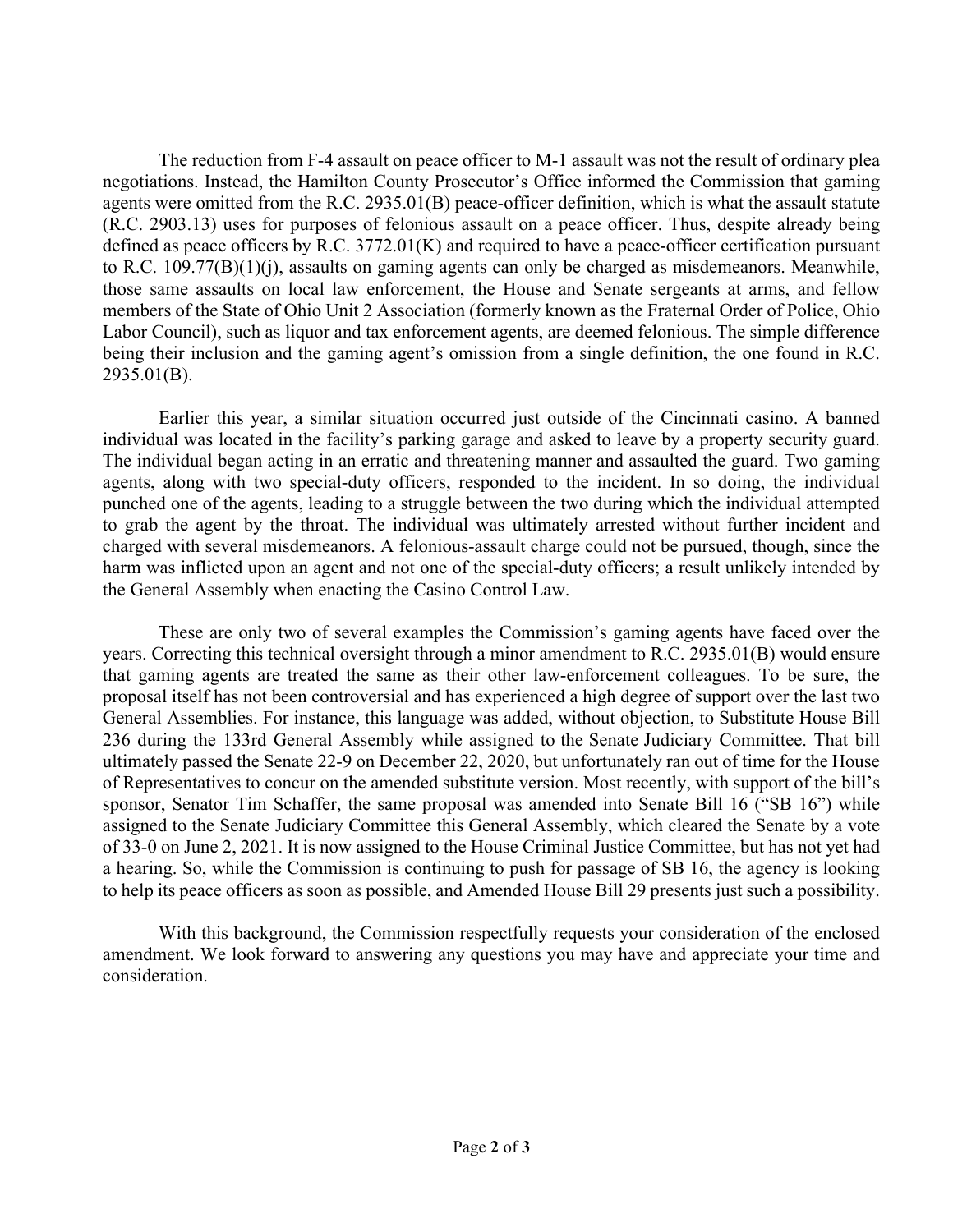The reduction from F-4 assault on peace officer to M-1 assault was not the result of ordinary plea negotiations. Instead, the Hamilton County Prosecutor's Office informed the Commission that gaming agents were omitted from the R.C. 2935.01(B) peace-officer definition, which is what the assault statute (R.C. 2903.13) uses for purposes of felonious assault on a peace officer. Thus, despite already being defined as peace officers by R.C. 3772.01(K) and required to have a peace-officer certification pursuant to R.C. 109.77(B)(1)(j), assaults on gaming agents can only be charged as misdemeanors. Meanwhile, those same assaults on local law enforcement, the House and Senate sergeants at arms, and fellow members of the State of Ohio Unit 2 Association (formerly known as the Fraternal Order of Police, Ohio Labor Council), such as liquor and tax enforcement agents, are deemed felonious. The simple difference being their inclusion and the gaming agent's omission from a single definition, the one found in R.C. 2935.01(B).

Earlier this year, a similar situation occurred just outside of the Cincinnati casino. A banned individual was located in the facility's parking garage and asked to leave by a property security guard. The individual began acting in an erratic and threatening manner and assaulted the guard. Two gaming agents, along with two special-duty officers, responded to the incident. In so doing, the individual punched one of the agents, leading to a struggle between the two during which the individual attempted to grab the agent by the throat. The individual was ultimately arrested without further incident and charged with several misdemeanors. A felonious-assault charge could not be pursued, though, since the harm was inflicted upon an agent and not one of the special-duty officers; a result unlikely intended by the General Assembly when enacting the Casino Control Law.

These are only two of several examples the Commission's gaming agents have faced over the years. Correcting this technical oversight through a minor amendment to R.C. 2935.01(B) would ensure that gaming agents are treated the same as their other law-enforcement colleagues. To be sure, the proposal itself has not been controversial and has experienced a high degree of support over the last two General Assemblies. For instance, this language was added, without objection, to Substitute House Bill 236 during the 133rd General Assembly while assigned to the Senate Judiciary Committee. That bill ultimately passed the Senate 22-9 on December 22, 2020, but unfortunately ran out of time for the House of Representatives to concur on the amended substitute version. Most recently, with support of the bill's sponsor, Senator Tim Schaffer, the same proposal was amended into Senate Bill 16 ("SB 16") while assigned to the Senate Judiciary Committee this General Assembly, which cleared the Senate by a vote of 33-0 on June 2, 2021. It is now assigned to the House Criminal Justice Committee, but has not yet had a hearing. So, while the Commission is continuing to push for passage of SB 16, the agency is looking to help its peace officers as soon as possible, and Amended House Bill 29 presents just such a possibility.

With this background, the Commission respectfully requests your consideration of the enclosed amendment. We look forward to answering any questions you may have and appreciate your time and consideration.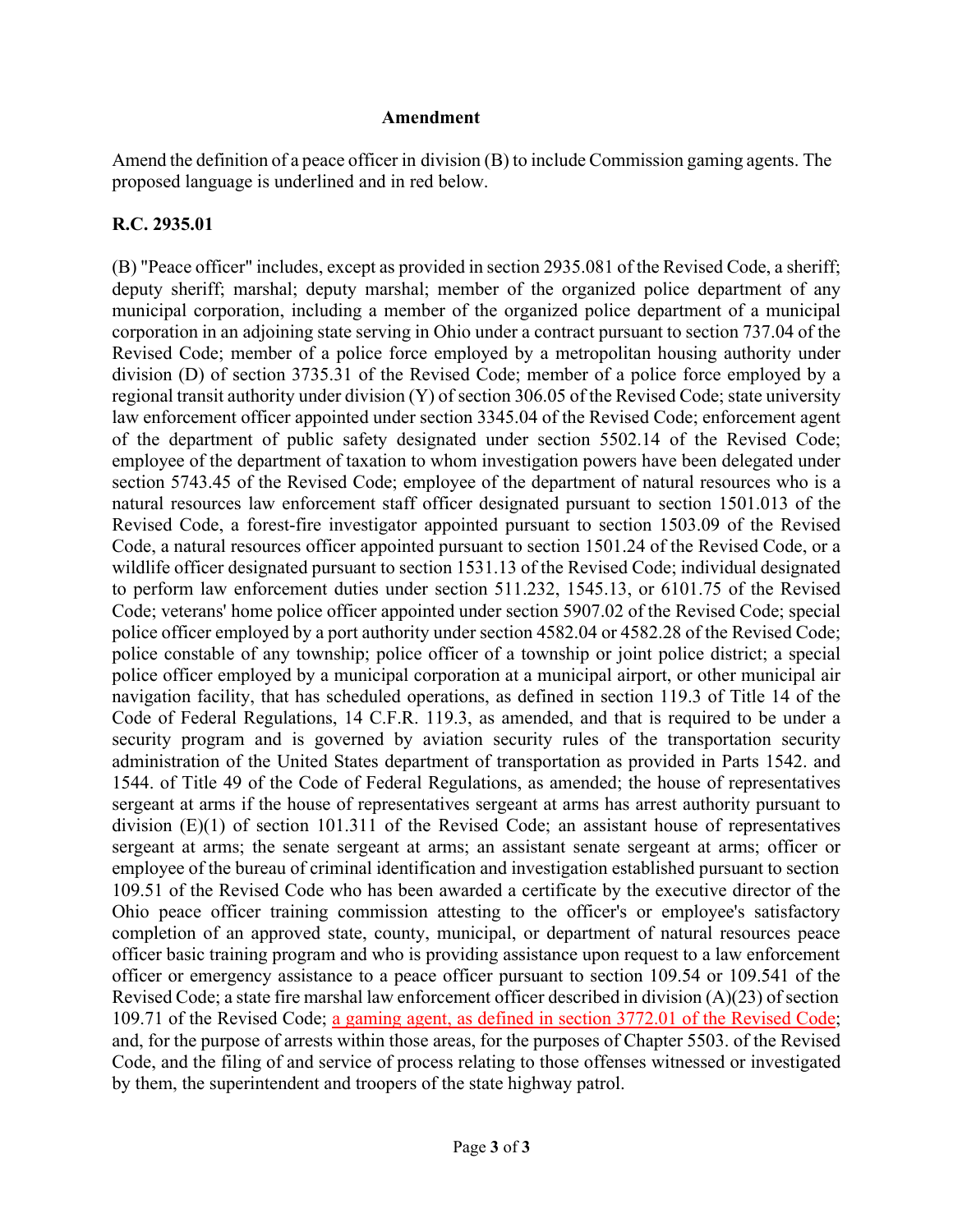**Amendment**

Amend the definition of a peace officer in division (B) to include Commission gaming agents. The proposed language is underlined and in red below.

**R.C. 2935.01**

(B) "Peace officer" includes, except as provided in section 2935.081 of the Revised Code, a sheriff; deputy sheriff; marshal; deputy marshal; member of the organized police department of any municipal corporation, including a member of the organized police department of a municipal corporation in an adjoining state serving in Ohio under a contract pursuant to section 737.04 of the Revised Code; member of a police force employed by a metropolitan housing authority under division (D) of section 3735.31 of the Revised Code; member of a police force employed by a regional transit authority under division (Y) of section 306.05 of the Revised Code; state university law enforcement officer appointed under section 3345.04 of the Revised Code; enforcement agent of the department of public safety designated under section 5502.14 of the Revised Code; employee of the department of taxation to whom investigation powers have been delegated under section 5743.45 of the Revised Code; employee of the department of natural resources who is a natural resources law enforcement staff officer designated pursuant to section 1501.013 of the Revised Code, a forest-fire investigator appointed pursuant to section 1503.09 of the Revised Code, a natural resources officer appointed pursuant to section 1501.24 of the Revised Code, or a wildlife officer designated pursuant to section 1531.13 of the Revised Code; individual designated to perform law enforcement duties under section 511.232, 1545.13, or 6101.75 of the Revised Code; veterans' home police officer appointed under section 5907.02 of the Revised Code; special police officer employed by a port authority under section 4582.04 or 4582.28 of the Revised Code; police constable of any township; police officer of a township or joint police district; a special police officer employed by a municipal corporation at a municipal airport, or other municipal air navigation facility, that has scheduled operations, as defined in section 119.3 of Title 14 of the Code of Federal Regulations, 14 C.F.R. 119.3, as amended, and that is required to be under a security program and is governed by aviation security rules of the transportation security administration of the United States department of transportation as provided in Parts 1542. and 1544. of Title 49 of the Code of Federal Regulations, as amended; the house of representatives sergeant at arms if the house of representatives sergeant at arms has arrest authority pursuant to division (E)(1) of section 101.311 of the Revised Code; an assistant house of representatives sergeant at arms; the senate sergeant at arms; an assistant senate sergeant at arms; officer or employee of the bureau of criminal identification and investigation established pursuant to section 109.51 of the Revised Code who has been awarded a certificate by the executive director of the Ohio peace officer training commission attesting to the officer's or employee's satisfactory completion of an approved state, county, municipal, or department of natural resources peace officer basic training program and who is providing assistance upon request to a law enforcement officer or emergency assistance to a peace officer pursuant to section 109.54 or 109.541 of the Revised Code; a state fire marshal law enforcement officer described in division (A)(23) of section 109.71 of the Revised Code; <u>a gaming agent, as defined in section 3772.01 of the Revised Code</u>; and, for the purpose of arrests within those areas, for the purposes of Chapter 5503. of the Revised Code, and the filing of and service of process relating to those offenses witnessed or investigated by them, the superintendent and troopers of the state highway patrol.